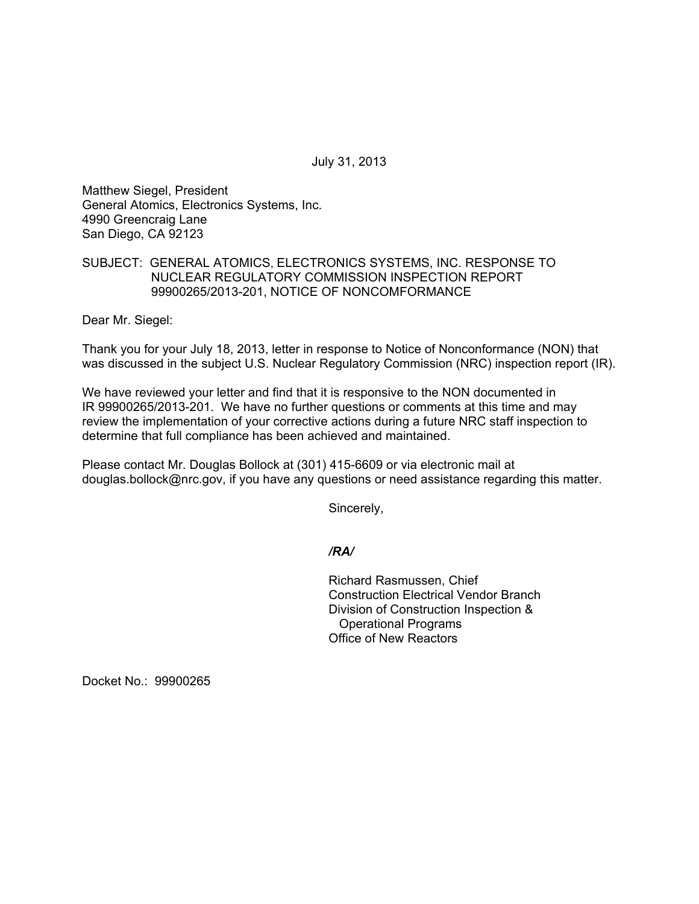July 31, 2013

Matthew Siegel, President
General Atomics, Electronics Systems, Inc.
4990 Greencraig Lane
San Diego, CA 92123

SUBJECT: GENERAL ATOMICS, ELECTRONICS SYSTEMS, INC. RESPONSE TO NUCLEAR REGULATORY COMMISSION INSPECTION REPORT 99900265/2013-201, NOTICE OF NONCOMFORMANCE

Dear Mr. Siegel:

Thank you for your July 18, 2013, letter in response to Notice of Nonconformance (NON) that was discussed in the subject U.S. Nuclear Regulatory Commission (NRC) inspection report (IR).

We have reviewed your letter and find that it is responsive to the NON documented in IR 99900265/2013-201. We have no further questions or comments at this time and may review the implementation of your corrective actions during a future NRC staff inspection to determine that full compliance has been achieved and maintained.

Please contact Mr. Douglas Bollock at (301) 415-6609 or via electronic mail at douglas.bollock@nrc.gov, if you have any questions or need assistance regarding this matter.

Sincerely,

*/RA/*

Richard Rasmussen, Chief
Construction Electrical Vendor Branch
Division of Construction Inspection & Operational Programs
Office of New Reactors

Docket No.: 99900265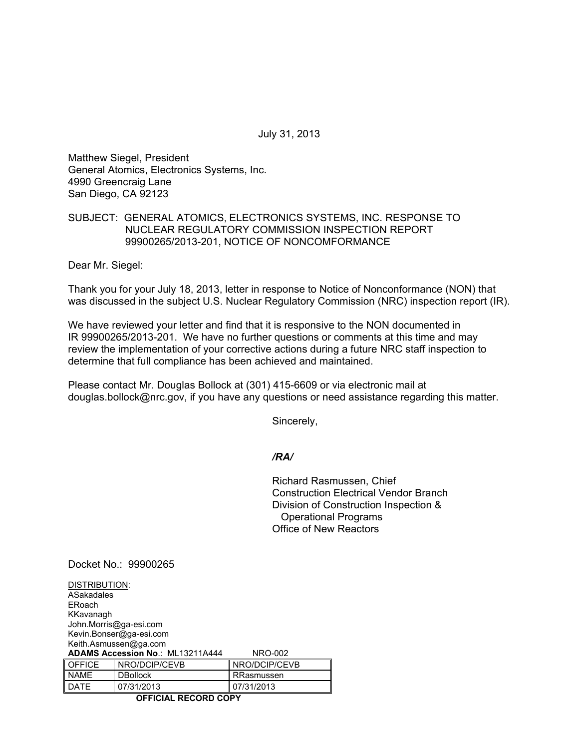July 31, 2013

Matthew Siegel, President
General Atomics, Electronics Systems, Inc.
4990 Greencraig Lane
San Diego, CA 92123

SUBJECT: GENERAL ATOMICS, ELECTRONICS SYSTEMS, INC. RESPONSE TO NUCLEAR REGULATORY COMMISSION INSPECTION REPORT 99900265/2013-201, NOTICE OF NONCOMFORMANCE

Dear Mr. Siegel:

Thank you for your July 18, 2013, letter in response to Notice of Nonconformance (NON) that was discussed in the subject U.S. Nuclear Regulatory Commission (NRC) inspection report (IR).

We have reviewed your letter and find that it is responsive to the NON documented in IR 99900265/2013-201. We have no further questions or comments at this time and may review the implementation of your corrective actions during a future NRC staff inspection to determine that full compliance has been achieved and maintained.

Please contact Mr. Douglas Bollock at (301) 415-6609 or via electronic mail at douglas.bollock@nrc.gov, if you have any questions or need assistance regarding this matter.

Sincerely,

*/RA/*

Richard Rasmussen, Chief
Construction Electrical Vendor Branch
Division of Construction Inspection &
Operational Programs
Office of New Reactors

Docket No.: 99900265

DISTRIBUTION:
ASakadales
ERoach
KKavanagh
John.Morris@ga-esi.com
Kevin.Bonser@ga-esi.com
Keith.Asmussen@ga.com

**ADAMS Accession No**.: ML13211A444 NRO-002

| OFFICE | NRO/DCIP/CEVB | NRO/DCIP/CEVB |
|---|---|---|
| NAME | DBollock | RRasmussen |
| DATE | 07/31/2013 | 07/31/2013 |

**OFFICIAL RECORD COPY**